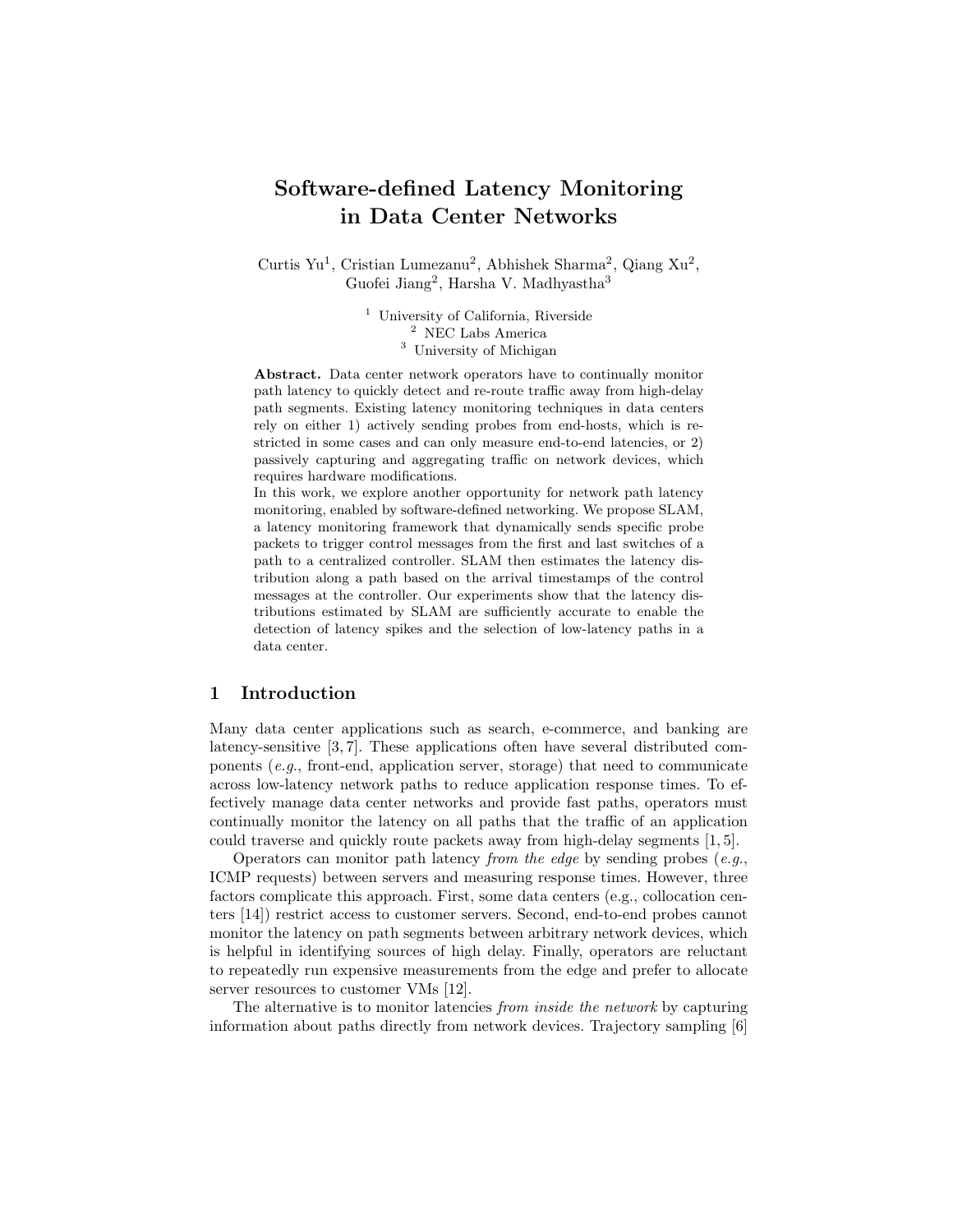# Software-defined Latency Monitoring in Data Center Networks

Curtis Yu[1], Cristian Lumezanu[2], Abhishek Sharma[2], Qiang Xu[2], Guofei Jiang[2], Harsha V. Madhyastha[3]

[1] University of California, Riverside
[2] NEC Labs America
[3] University of Michigan

**Abstract.** Data center network operators have to continually monitor path latency to quickly detect and re-route traffic away from high-delay path segments. Existing latency monitoring techniques in data centers rely on either 1) actively sending probes from end-hosts, which is restricted in some cases and can only measure end-to-end latencies, or 2) passively capturing and aggregating traffic on network devices, which requires hardware modifications.

In this work, we explore another opportunity for network path latency monitoring, enabled by software-defined networking. We propose SLAM, a latency monitoring framework that dynamically sends specific probe packets to trigger control messages from the first and last switches of a path to a centralized controller. SLAM then estimates the latency distribution along a path based on the arrival timestamps of the control messages at the controller. Our experiments show that the latency distributions estimated by SLAM are sufficiently accurate to enable the detection of latency spikes and the selection of low-latency paths in a data center.

## 1 Introduction

Many data center applications such as search, e-commerce, and banking are latency-sensitive [3, 7]. These applications often have several distributed components (*e.g.*, front-end, application server, storage) that need to communicate across low-latency network paths to reduce application response times. To effectively manage data center networks and provide fast paths, operators must continually monitor the latency on all paths that the traffic of an application could traverse and quickly route packets away from high-delay segments [1, 5].

Operators can monitor path latency *from the edge* by sending probes (*e.g.*, ICMP requests) between servers and measuring response times. However, three factors complicate this approach. First, some data centers (e.g., collocation centers [14]) restrict access to customer servers. Second, end-to-end probes cannot monitor the latency on path segments between arbitrary network devices, which is helpful in identifying sources of high delay. Finally, operators are reluctant to repeatedly run expensive measurements from the edge and prefer to allocate server resources to customer VMs [12].

The alternative is to monitor latencies *from inside the network* by capturing information about paths directly from network devices. Trajectory sampling [6]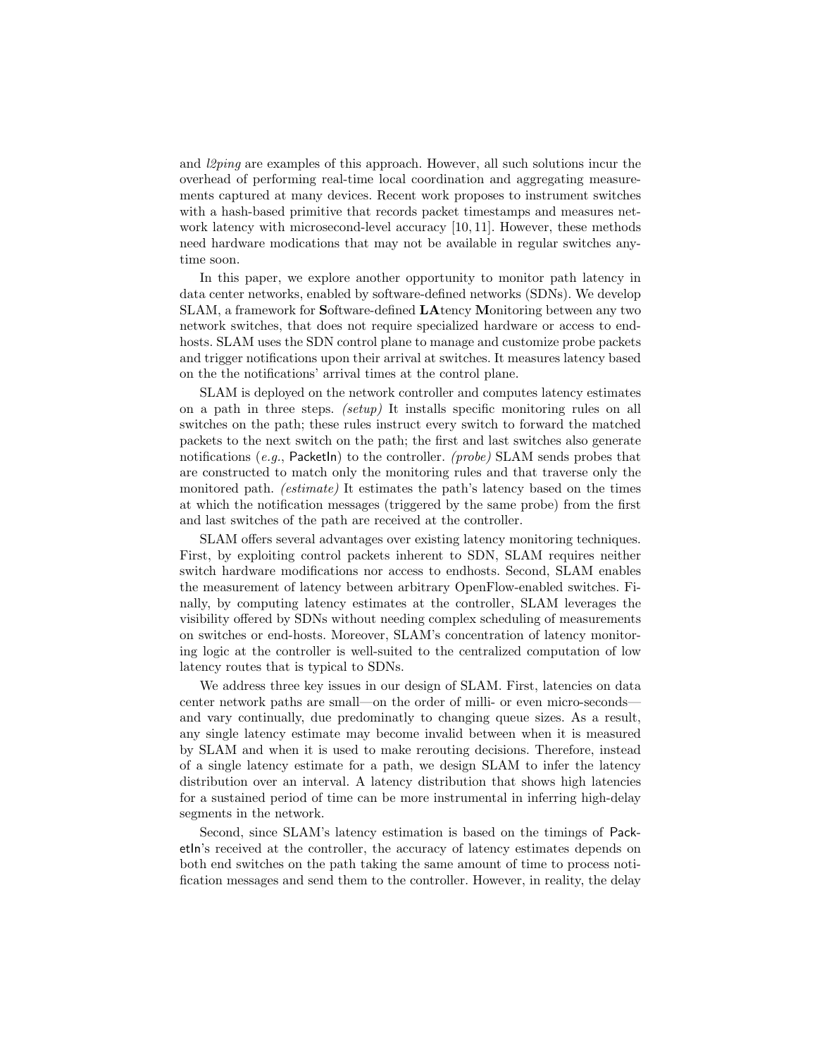and *l2ping* are examples of this approach. However, all such solutions incur the overhead of performing real-time local coordination and aggregating measurements captured at many devices. Recent work proposes to instrument switches with a hash-based primitive that records packet timestamps and measures network latency with microsecond-level accuracy [10, 11]. However, these methods need hardware modications that may not be available in regular switches anytime soon.

In this paper, we explore another opportunity to monitor path latency in data center networks, enabled by software-defined networks (SDNs). We develop SLAM, a framework for **S**oftware-defined **LA**tency **M**onitoring between any two network switches, that does not require specialized hardware or access to endhosts. SLAM uses the SDN control plane to manage and customize probe packets and trigger notifications upon their arrival at switches. It measures latency based on the the notifications' arrival times at the control plane.

SLAM is deployed on the network controller and computes latency estimates on a path in three steps. *(setup)* It installs specific monitoring rules on all switches on the path; these rules instruct every switch to forward the matched packets to the next switch on the path; the first and last switches also generate notifications (*e.g.*, PacketIn) to the controller. *(probe)* SLAM sends probes that are constructed to match only the monitoring rules and that traverse only the monitored path. *(estimate)* It estimates the path's latency based on the times at which the notification messages (triggered by the same probe) from the first and last switches of the path are received at the controller.

SLAM offers several advantages over existing latency monitoring techniques. First, by exploiting control packets inherent to SDN, SLAM requires neither switch hardware modifications nor access to endhosts. Second, SLAM enables the measurement of latency between arbitrary OpenFlow-enabled switches. Finally, by computing latency estimates at the controller, SLAM leverages the visibility offered by SDNs without needing complex scheduling of measurements on switches or end-hosts. Moreover, SLAM's concentration of latency monitoring logic at the controller is well-suited to the centralized computation of low latency routes that is typical to SDNs.

We address three key issues in our design of SLAM. First, latencies on data center network paths are small—on the order of milli- or even micro-seconds—and vary continually, due predominatly to changing queue sizes. As a result, any single latency estimate may become invalid between when it is measured by SLAM and when it is used to make rerouting decisions. Therefore, instead of a single latency estimate for a path, we design SLAM to infer the latency distribution over an interval. A latency distribution that shows high latencies for a sustained period of time can be more instrumental in inferring high-delay segments in the network.

Second, since SLAM's latency estimation is based on the timings of PacketIn's received at the controller, the accuracy of latency estimates depends on both end switches on the path taking the same amount of time to process notification messages and send them to the controller. However, in reality, the delay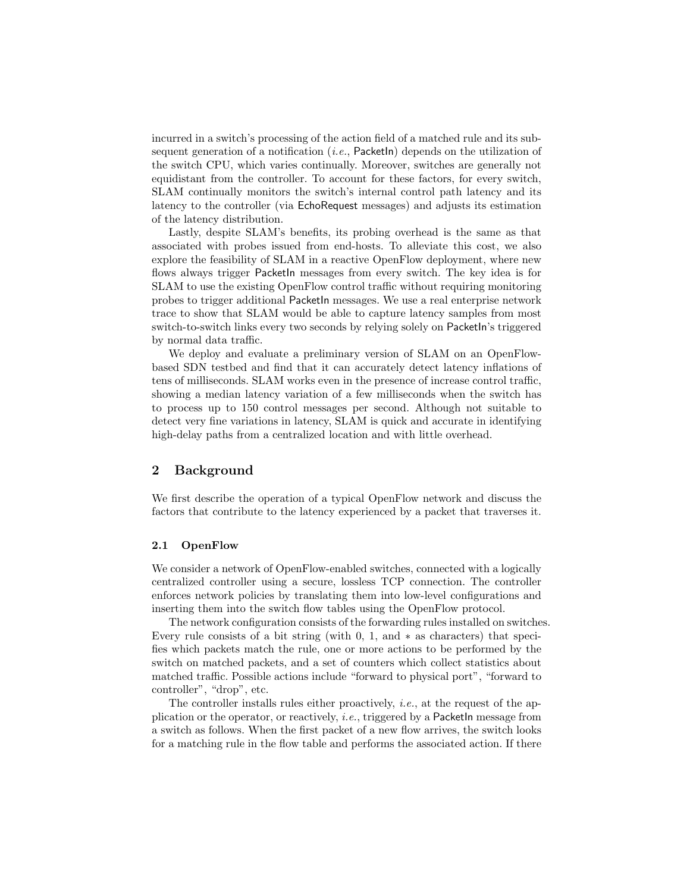incurred in a switch's processing of the action field of a matched rule and its subsequent generation of a notification (*i.e.*, PacketIn) depends on the utilization of the switch CPU, which varies continually. Moreover, switches are generally not equidistant from the controller. To account for these factors, for every switch, SLAM continually monitors the switch's internal control path latency and its latency to the controller (via EchoRequest messages) and adjusts its estimation of the latency distribution.

Lastly, despite SLAM's benefits, its probing overhead is the same as that associated with probes issued from end-hosts. To alleviate this cost, we also explore the feasibility of SLAM in a reactive OpenFlow deployment, where new flows always trigger PacketIn messages from every switch. The key idea is for SLAM to use the existing OpenFlow control traffic without requiring monitoring probes to trigger additional PacketIn messages. We use a real enterprise network trace to show that SLAM would be able to capture latency samples from most switch-to-switch links every two seconds by relying solely on PacketIn's triggered by normal data traffic.

We deploy and evaluate a preliminary version of SLAM on an OpenFlow-based SDN testbed and find that it can accurately detect latency inflations of tens of milliseconds. SLAM works even in the presence of increase control traffic, showing a median latency variation of a few milliseconds when the switch has to process up to 150 control messages per second. Although not suitable to detect very fine variations in latency, SLAM is quick and accurate in identifying high-delay paths from a centralized location and with little overhead.

## 2 Background

We first describe the operation of a typical OpenFlow network and discuss the factors that contribute to the latency experienced by a packet that traverses it.

### 2.1 OpenFlow

We consider a network of OpenFlow-enabled switches, connected with a logically centralized controller using a secure, lossless TCP connection. The controller enforces network policies by translating them into low-level configurations and inserting them into the switch flow tables using the OpenFlow protocol.

The network configuration consists of the forwarding rules installed on switches. Every rule consists of a bit string (with 0, 1, and $*$ as characters) that specifies which packets match the rule, one or more actions to be performed by the switch on matched packets, and a set of counters which collect statistics about matched traffic. Possible actions include "forward to physical port", "forward to controller", "drop", etc.

The controller installs rules either proactively, *i.e.*, at the request of the application or the operator, or reactively, *i.e.*, triggered by a PacketIn message from a switch as follows. When the first packet of a new flow arrives, the switch looks for a matching rule in the flow table and performs the associated action. If there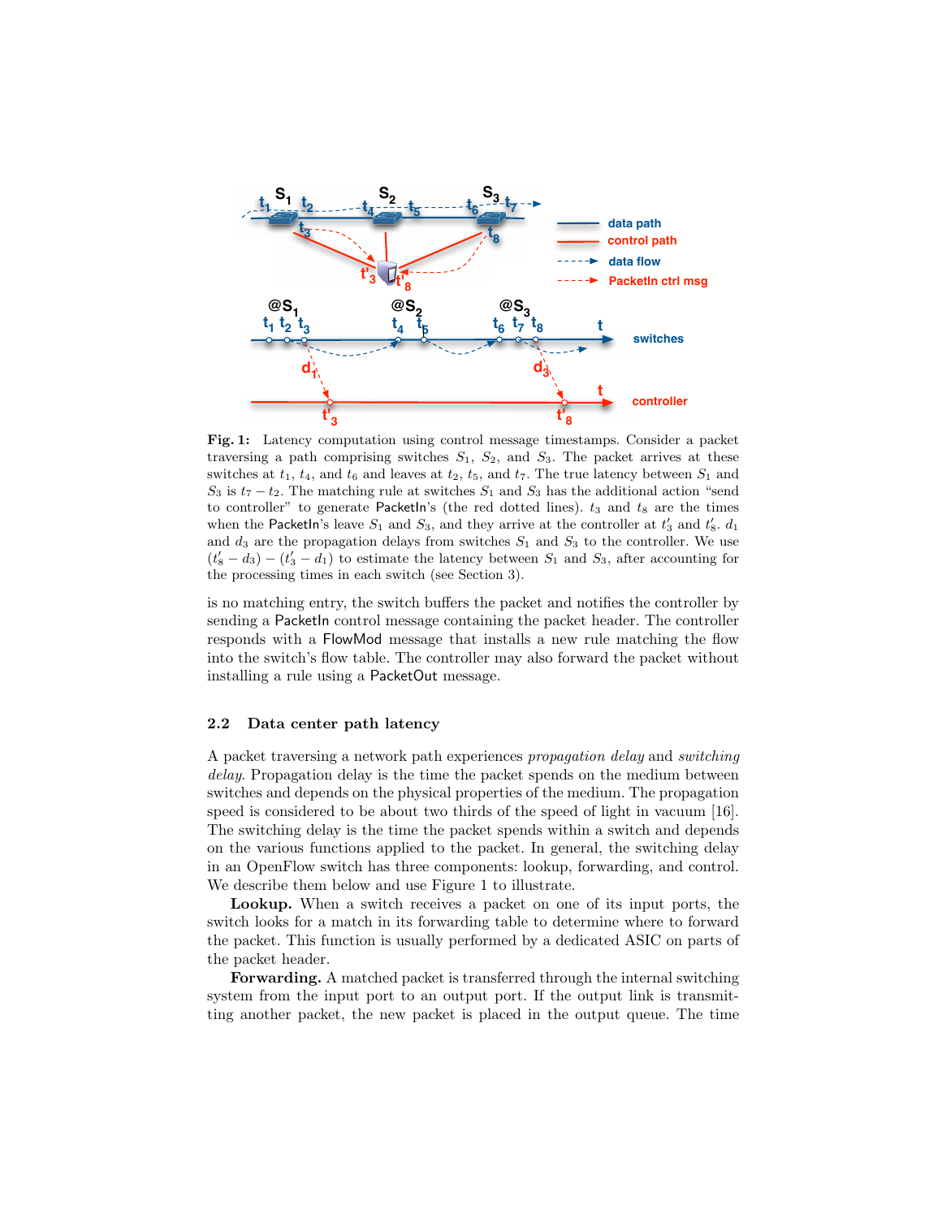**Fig. 1:** Latency computation using control message timestamps. Consider a packet traversing a path comprising switches $S_1$, $S_2$, and $S_3$. The packet arrives at these switches at $t_1$, $t_4$, and $t_6$ and leaves at $t_2$, $t_5$, and $t_7$. The true latency between $S_1$ and $S_3$ is $t_7 - t_2$. The matching rule at switches $S_1$ and $S_3$ has the additional action "send to controller" to generate PacketIn's (the red dotted lines). $t_3$ and $t_8$ are the times when the PacketIn's leave $S_1$ and $S_3$, and they arrive at the controller at $t'_3$ and $t'_8$. $d_1$ and $d_3$ are the propagation delays from switches $S_1$ and $S_3$ to the controller. We use $(t'_8 - d_3) - (t'_3 - d_1)$ to estimate the latency between $S_1$ and $S_3$, after accounting for the processing times in each switch (see Section 3).

is no matching entry, the switch buffers the packet and notifies the controller by sending a PacketIn control message containing the packet header. The controller responds with a FlowMod message that installs a new rule matching the flow into the switch's flow table. The controller may also forward the packet without installing a rule using a PacketOut message.

### 2.2 Data center path latency

A packet traversing a network path experiences *propagation delay* and *switching delay*. Propagation delay is the time the packet spends on the medium between switches and depends on the physical properties of the medium. The propagation speed is considered to be about two thirds of the speed of light in vacuum [16]. The switching delay is the time the packet spends within a switch and depends on the various functions applied to the packet. In general, the switching delay in an OpenFlow switch has three components: lookup, forwarding, and control. We describe them below and use Figure 1 to illustrate.

**Lookup.** When a switch receives a packet on one of its input ports, the switch looks for a match in its forwarding table to determine where to forward the packet. This function is usually performed by a dedicated ASIC on parts of the packet header.

**Forwarding.** A matched packet is transferred through the internal switching system from the input port to an output port. If the output link is transmitting another packet, the new packet is placed in the output queue. The time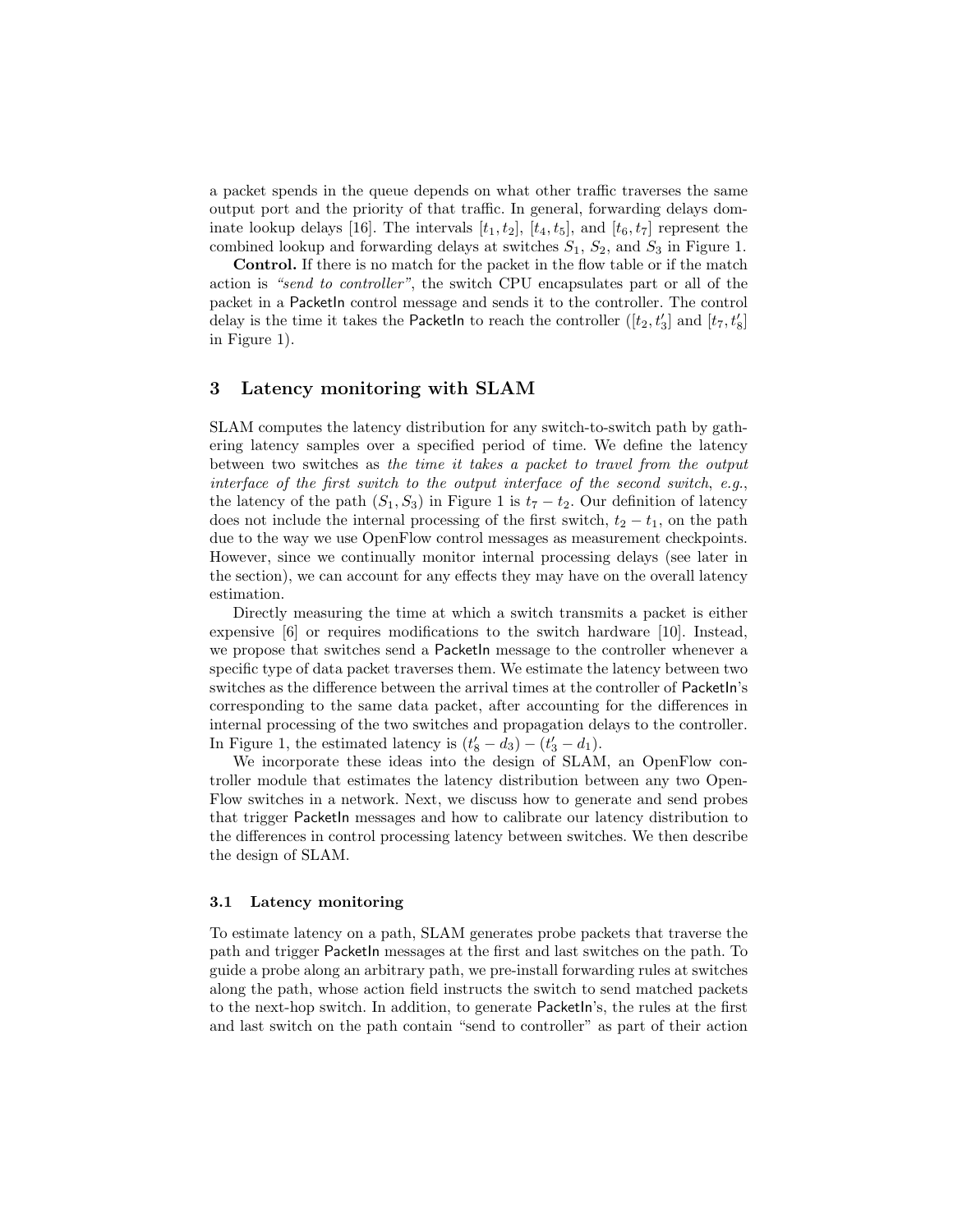a packet spends in the queue depends on what other traffic traverses the same output port and the priority of that traffic. In general, forwarding delays dominate lookup delays [16]. The intervals $[t_1, t_2]$, $[t_4, t_5]$, and $[t_6, t_7]$ represent the combined lookup and forwarding delays at switches $S_1$, $S_2$, and $S_3$ in Figure 1.

**Control.** If there is no match for the packet in the flow table or if the match action is *"send to controller"*, the switch CPU encapsulates part or all of the packet in a PacketIn control message and sends it to the controller. The control delay is the time it takes the PacketIn to reach the controller ($[t_2, t'_3]$ and $[t_7, t'_8]$ in Figure 1).

## 3 Latency monitoring with SLAM

SLAM computes the latency distribution for any switch-to-switch path by gathering latency samples over a specified period of time. We define the latency between two switches as *the time it takes a packet to travel from the output interface of the first switch to the output interface of the second switch*, *e.g.*, the latency of the path $(S_1, S_3)$ in Figure 1 is $t_7 - t_2$. Our definition of latency does not include the internal processing of the first switch, $t_2 - t_1$, on the path due to the way we use OpenFlow control messages as measurement checkpoints. However, since we continually monitor internal processing delays (see later in the section), we can account for any effects they may have on the overall latency estimation.

Directly measuring the time at which a switch transmits a packet is either expensive [6] or requires modifications to the switch hardware [10]. Instead, we propose that switches send a PacketIn message to the controller whenever a specific type of data packet traverses them. We estimate the latency between two switches as the difference between the arrival times at the controller of PacketIn's corresponding to the same data packet, after accounting for the differences in internal processing of the two switches and propagation delays to the controller. In Figure 1, the estimated latency is $(t'_8 - d_3) - (t'_3 - d_1)$.

We incorporate these ideas into the design of SLAM, an OpenFlow controller module that estimates the latency distribution between any two OpenFlow switches in a network. Next, we discuss how to generate and send probes that trigger PacketIn messages and how to calibrate our latency distribution to the differences in control processing latency between switches. We then describe the design of SLAM.

### 3.1 Latency monitoring

To estimate latency on a path, SLAM generates probe packets that traverse the path and trigger PacketIn messages at the first and last switches on the path. To guide a probe along an arbitrary path, we pre-install forwarding rules at switches along the path, whose action field instructs the switch to send matched packets to the next-hop switch. In addition, to generate PacketIn's, the rules at the first and last switch on the path contain "send to controller" as part of their action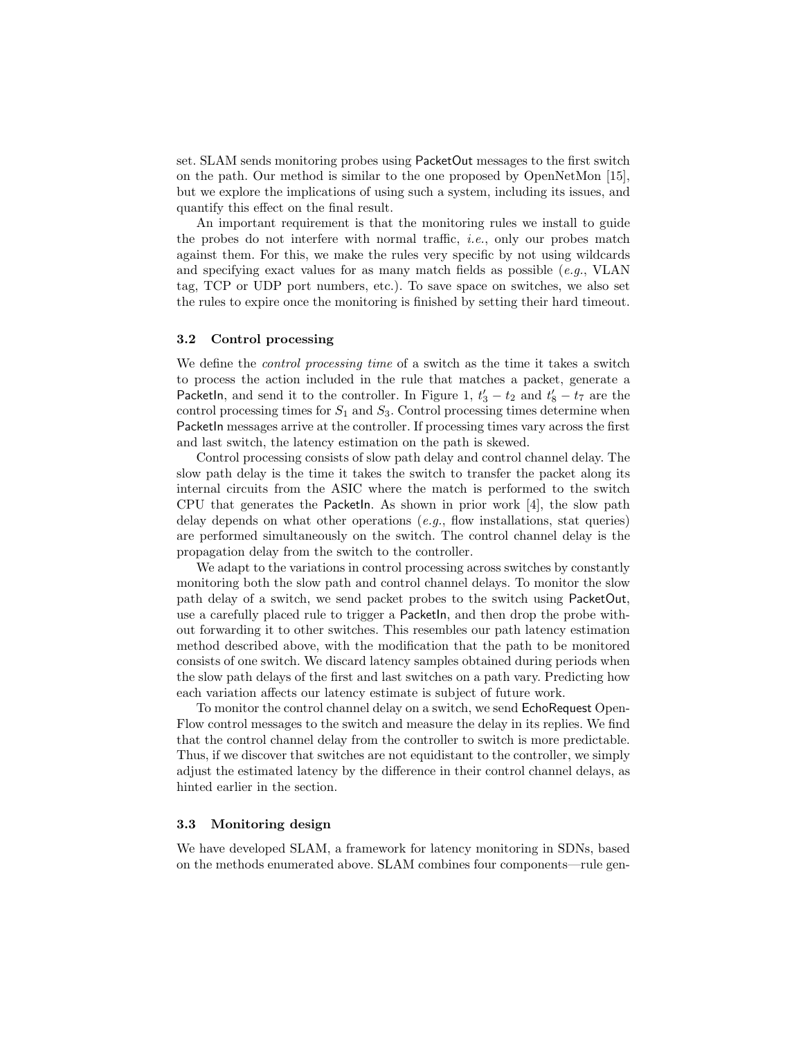set. SLAM sends monitoring probes using PacketOut messages to the first switch on the path. Our method is similar to the one proposed by OpenNetMon [15], but we explore the implications of using such a system, including its issues, and quantify this effect on the final result.

An important requirement is that the monitoring rules we install to guide the probes do not interfere with normal traffic, *i.e.*, only our probes match against them. For this, we make the rules very specific by not using wildcards and specifying exact values for as many match fields as possible (*e.g.*, VLAN tag, TCP or UDP port numbers, etc.). To save space on switches, we also set the rules to expire once the monitoring is finished by setting their hard timeout.

### 3.2 Control processing

We define the *control processing time* of a switch as the time it takes a switch to process the action included in the rule that matches a packet, generate a PacketIn, and send it to the controller. In Figure 1, $t'_3 - t_2$ and $t'_8 - t_7$ are the control processing times for $S_1$ and $S_3$. Control processing times determine when PacketIn messages arrive at the controller. If processing times vary across the first and last switch, the latency estimation on the path is skewed.

Control processing consists of slow path delay and control channel delay. The slow path delay is the time it takes the switch to transfer the packet along its internal circuits from the ASIC where the match is performed to the switch CPU that generates the PacketIn. As shown in prior work [4], the slow path delay depends on what other operations (*e.g.*, flow installations, stat queries) are performed simultaneously on the switch. The control channel delay is the propagation delay from the switch to the controller.

We adapt to the variations in control processing across switches by constantly monitoring both the slow path and control channel delays. To monitor the slow path delay of a switch, we send packet probes to the switch using PacketOut, use a carefully placed rule to trigger a PacketIn, and then drop the probe without forwarding it to other switches. This resembles our path latency estimation method described above, with the modification that the path to be monitored consists of one switch. We discard latency samples obtained during periods when the slow path delays of the first and last switches on a path vary. Predicting how each variation affects our latency estimate is subject of future work.

To monitor the control channel delay on a switch, we send EchoRequest OpenFlow control messages to the switch and measure the delay in its replies. We find that the control channel delay from the controller to switch is more predictable. Thus, if we discover that switches are not equidistant to the controller, we simply adjust the estimated latency by the difference in their control channel delays, as hinted earlier in the section.

### 3.3 Monitoring design

We have developed SLAM, a framework for latency monitoring in SDNs, based on the methods enumerated above. SLAM combines four components—rule gen-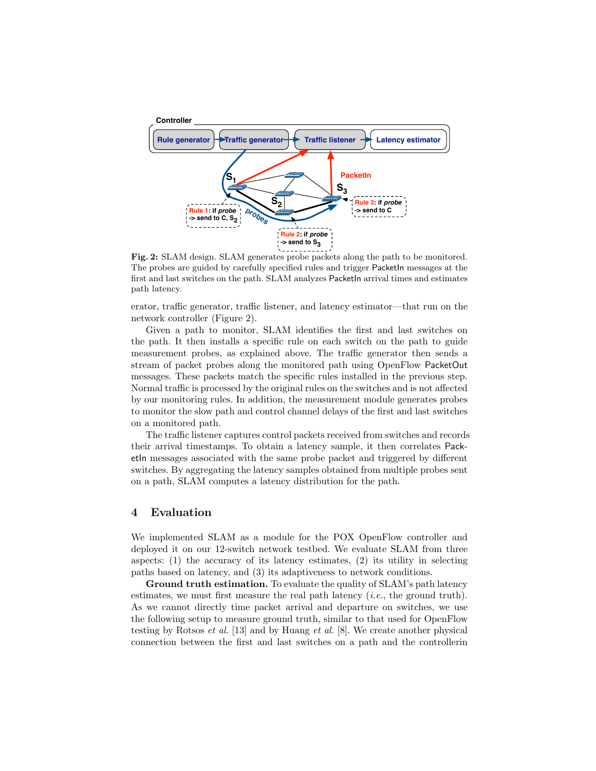**Fig. 2:** SLAM design. SLAM generates probe packets along the path to be monitored. The probes are guided by carefully specified rules and trigger PacketIn messages at the first and last switches on the path. SLAM analyzes PacketIn arrival times and estimates path latency.

erator, traffic generator, traffic listener, and latency estimator—that run on the network controller (Figure 2).

Given a path to monitor, SLAM identifies the first and last switches on the path. It then installs a specific rule on each switch on the path to guide measurement probes, as explained above. The traffic generator then sends a stream of packet probes along the monitored path using OpenFlow PacketOut messages. These packets match the specific rules installed in the previous step. Normal traffic is processed by the original rules on the switches and is not affected by our monitoring rules. In addition, the measurement module generates probes to monitor the slow path and control channel delays of the first and last switches on a monitored path.

The traffic listener captures control packets received from switches and records their arrival timestamps. To obtain a latency sample, it then correlates PacketIn messages associated with the same probe packet and triggered by different switches. By aggregating the latency samples obtained from multiple probes sent on a path, SLAM computes a latency distribution for the path.

## 4 Evaluation

We implemented SLAM as a module for the POX OpenFlow controller and deployed it on our 12-switch network testbed. We evaluate SLAM from three aspects: (1) the accuracy of its latency estimates, (2) its utility in selecting paths based on latency, and (3) its adaptiveness to network conditions.

**Ground truth estimation.** To evaluate the quality of SLAM's path latency estimates, we must first measure the real path latency (*i.e.*, the ground truth). As we cannot directly time packet arrival and departure on switches, we use the following setup to measure ground truth, similar to that used for OpenFlow testing by Rotsos *et al.* [13] and by Huang *et al.* [8]. We create another physical connection between the first and last switches on a path and the controllerin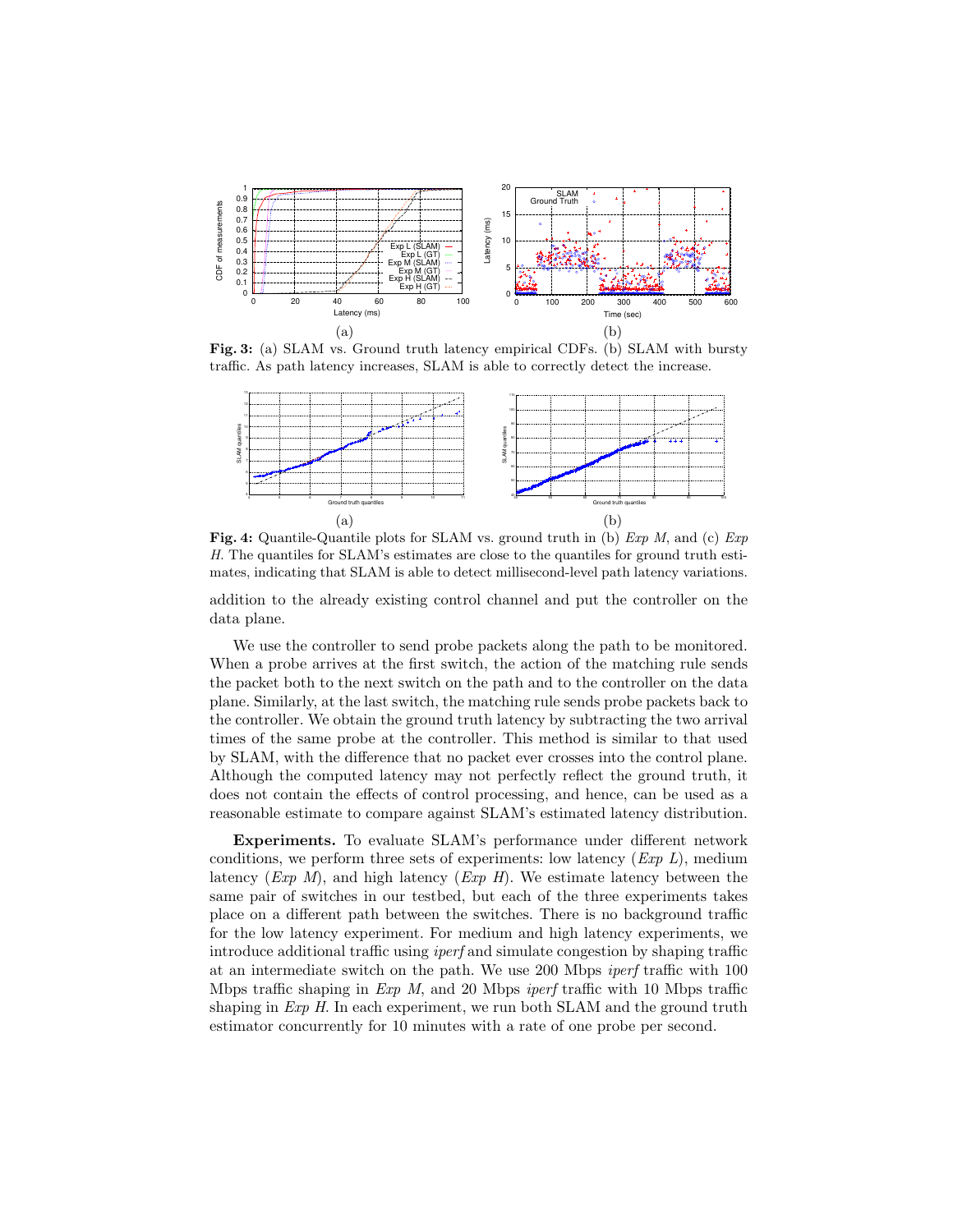1

0.9

0.8

0.7

0.6

0.5

0.4

0.3

0.2

0.1

0

CDF of measurements

0 20 40 60 80 100

Latency (ms)

Exp L (SLAM)
Exp L (GT)
Exp M (SLAM)
Exp M (GT)
Exp H (SLAM)
Exp H (GT)

(a)

20

15

10

5

0

Latency (ms)

0 100 200 300 400 500 600

Time (sec)

SLAM
Ground Truth

(b)

**Fig. 3:** (a) SLAM vs. Ground truth latency empirical CDFs. (b) SLAM with bursty traffic. As path latency increases, SLAM is able to correctly detect the increase.

SLAM quantiles

Ground truth quantiles

(a)

SLAM quantiles

Ground truth quantiles

(b)

**Fig. 4:** Quantile-Quantile plots for SLAM vs. ground truth in (b) *Exp M*, and (c) *Exp H*. The quantiles for SLAM's estimates are close to the quantiles for ground truth estimates, indicating that SLAM is able to detect millisecond-level path latency variations.

addition to the already existing control channel and put the controller on the data plane.

We use the controller to send probe packets along the path to be monitored. When a probe arrives at the first switch, the action of the matching rule sends the packet both to the next switch on the path and to the controller on the data plane. Similarly, at the last switch, the matching rule sends probe packets back to the controller. We obtain the ground truth latency by subtracting the two arrival times of the same probe at the controller. This method is similar to that used by SLAM, with the difference that no packet ever crosses into the control plane. Although the computed latency may not perfectly reflect the ground truth, it does not contain the effects of control processing, and hence, can be used as a reasonable estimate to compare against SLAM's estimated latency distribution.

**Experiments.** To evaluate SLAM's performance under different network conditions, we perform three sets of experiments: low latency (*Exp L*), medium latency (*Exp M*), and high latency (*Exp H*). We estimate latency between the same pair of switches in our testbed, but each of the three experiments takes place on a different path between the switches. There is no background traffic for the low latency experiment. For medium and high latency experiments, we introduce additional traffic using *iperf* and simulate congestion by shaping traffic at an intermediate switch on the path. We use 200 Mbps *iperf* traffic with 100 Mbps traffic shaping in *Exp M*, and 20 Mbps *iperf* traffic with 10 Mbps traffic shaping in *Exp H*. In each experiment, we run both SLAM and the ground truth estimator concurrently for 10 minutes with a rate of one probe per second.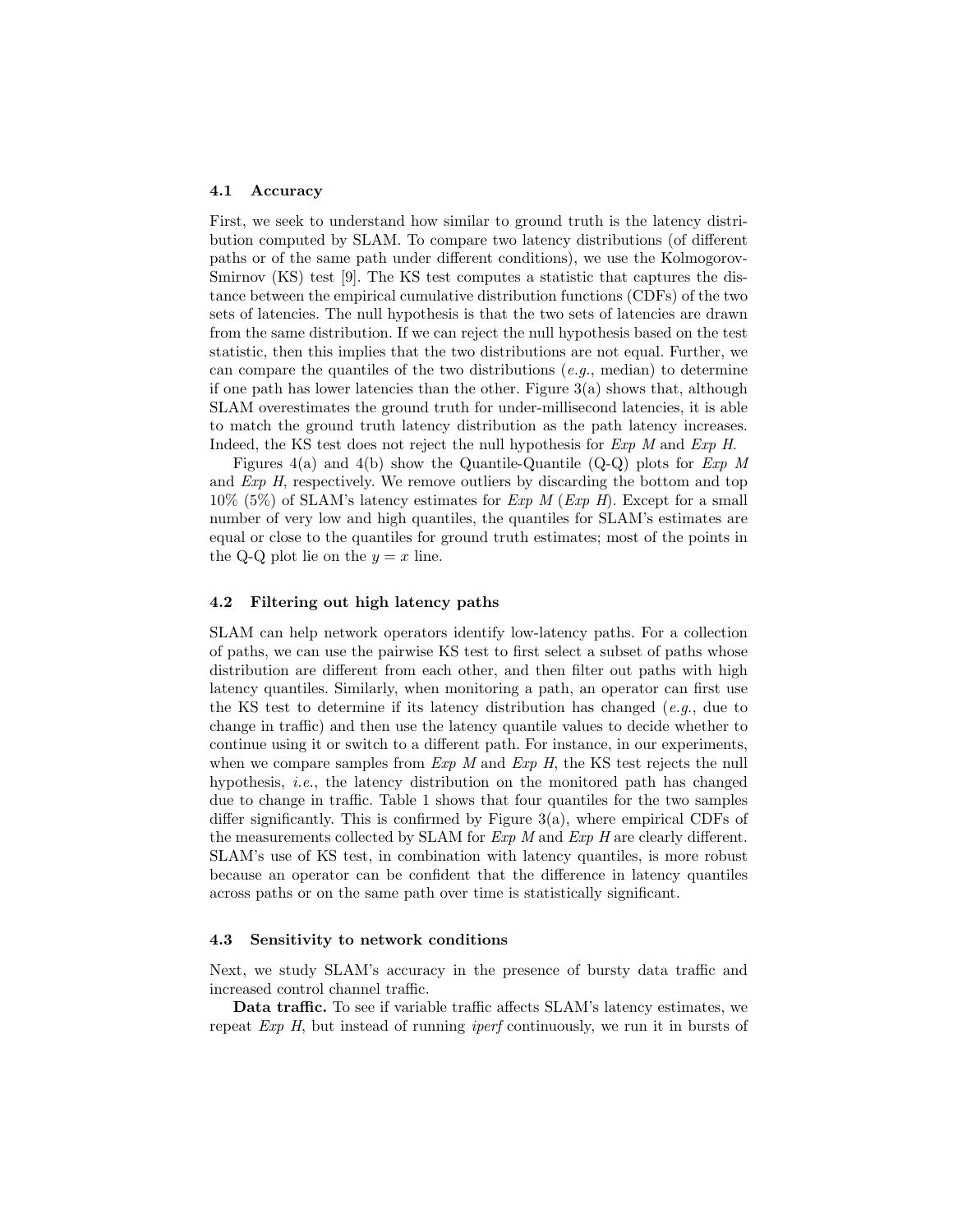### 4.1 Accuracy

First, we seek to understand how similar to ground truth is the latency distribution computed by SLAM. To compare two latency distributions (of different paths or of the same path under different conditions), we use the Kolmogorov-Smirnov (KS) test [9]. The KS test computes a statistic that captures the distance between the empirical cumulative distribution functions (CDFs) of the two sets of latencies. The null hypothesis is that the two sets of latencies are drawn from the same distribution. If we can reject the null hypothesis based on the test statistic, then this implies that the two distributions are not equal. Further, we can compare the quantiles of the two distributions (*e.g.*, median) to determine if one path has lower latencies than the other. Figure 3(a) shows that, although SLAM overestimates the ground truth for under-millisecond latencies, it is able to match the ground truth latency distribution as the path latency increases. Indeed, the KS test does not reject the null hypothesis for *Exp M* and *Exp H*.

Figures 4(a) and 4(b) show the Quantile-Quantile (Q-Q) plots for *Exp M* and *Exp H*, respectively. We remove outliers by discarding the bottom and top 10% (5%) of SLAM's latency estimates for *Exp M* (*Exp H*). Except for a small number of very low and high quantiles, the quantiles for SLAM's estimates are equal or close to the quantiles for ground truth estimates; most of the points in the Q-Q plot lie on the $y = x$ line.

### 4.2 Filtering out high latency paths

SLAM can help network operators identify low-latency paths. For a collection of paths, we can use the pairwise KS test to first select a subset of paths whose distribution are different from each other, and then filter out paths with high latency quantiles. Similarly, when monitoring a path, an operator can first use the KS test to determine if its latency distribution has changed (*e.g.*, due to change in traffic) and then use the latency quantile values to decide whether to continue using it or switch to a different path. For instance, in our experiments, when we compare samples from *Exp M* and *Exp H*, the KS test rejects the null hypothesis, *i.e.*, the latency distribution on the monitored path has changed due to change in traffic. Table 1 shows that four quantiles for the two samples differ significantly. This is confirmed by Figure 3(a), where empirical CDFs of the measurements collected by SLAM for *Exp M* and *Exp H* are clearly different. SLAM's use of KS test, in combination with latency quantiles, is more robust because an operator can be confident that the difference in latency quantiles across paths or on the same path over time is statistically significant.

### 4.3 Sensitivity to network conditions

Next, we study SLAM's accuracy in the presence of bursty data traffic and increased control channel traffic.

**Data traffic.** To see if variable traffic affects SLAM's latency estimates, we repeat *Exp H*, but instead of running *iperf* continuously, we run it in bursts of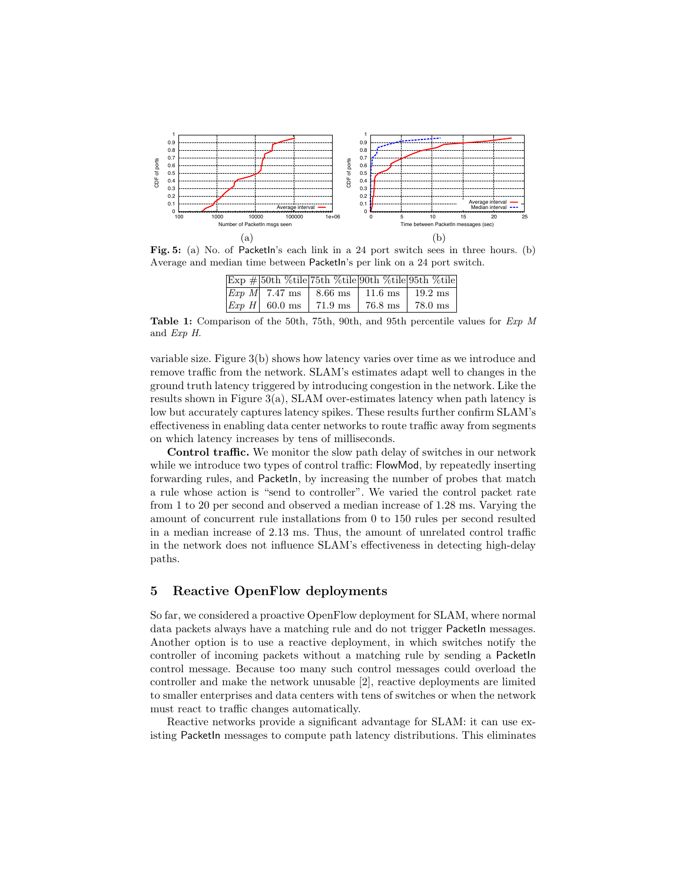**Fig. 5:** (a) No. of PacketIn's each link in a 24 port switch sees in three hours. (b) Average and median time between PacketIn's per link on a 24 port switch.

| Exp # | 50th %tile | 75th %tile | 90th %tile | 95th %tile |
|---|---|---|---|---|
| *Exp M* | 7.47 ms | 8.66 ms | 11.6 ms | 19.2 ms |
| *Exp H* | 60.0 ms | 71.9 ms | 76.8 ms | 78.0 ms |

**Table 1:** Comparison of the 50th, 75th, 90th, and 95th percentile values for *Exp M* and *Exp H*.

variable size. Figure 3(b) shows how latency varies over time as we introduce and remove traffic from the network. SLAM's estimates adapt well to changes in the ground truth latency triggered by introducing congestion in the network. Like the results shown in Figure 3(a), SLAM over-estimates latency when path latency is low but accurately captures latency spikes. These results further confirm SLAM's effectiveness in enabling data center networks to route traffic away from segments on which latency increases by tens of milliseconds.

**Control traffic.** We monitor the slow path delay of switches in our network while we introduce two types of control traffic: FlowMod, by repeatedly inserting forwarding rules, and PacketIn, by increasing the number of probes that match a rule whose action is "send to controller". We varied the control packet rate from 1 to 20 per second and observed a median increase of 1.28 ms. Varying the amount of concurrent rule installations from 0 to 150 rules per second resulted in a median increase of 2.13 ms. Thus, the amount of unrelated control traffic in the network does not influence SLAM's effectiveness in detecting high-delay paths.

## 5 Reactive OpenFlow deployments

So far, we considered a proactive OpenFlow deployment for SLAM, where normal data packets always have a matching rule and do not trigger PacketIn messages. Another option is to use a reactive deployment, in which switches notify the controller of incoming packets without a matching rule by sending a PacketIn control message. Because too many such control messages could overload the controller and make the network unusable [2], reactive deployments are limited to smaller enterprises and data centers with tens of switches or when the network must react to traffic changes automatically.

Reactive networks provide a significant advantage for SLAM: it can use existing PacketIn messages to compute path latency distributions. This eliminates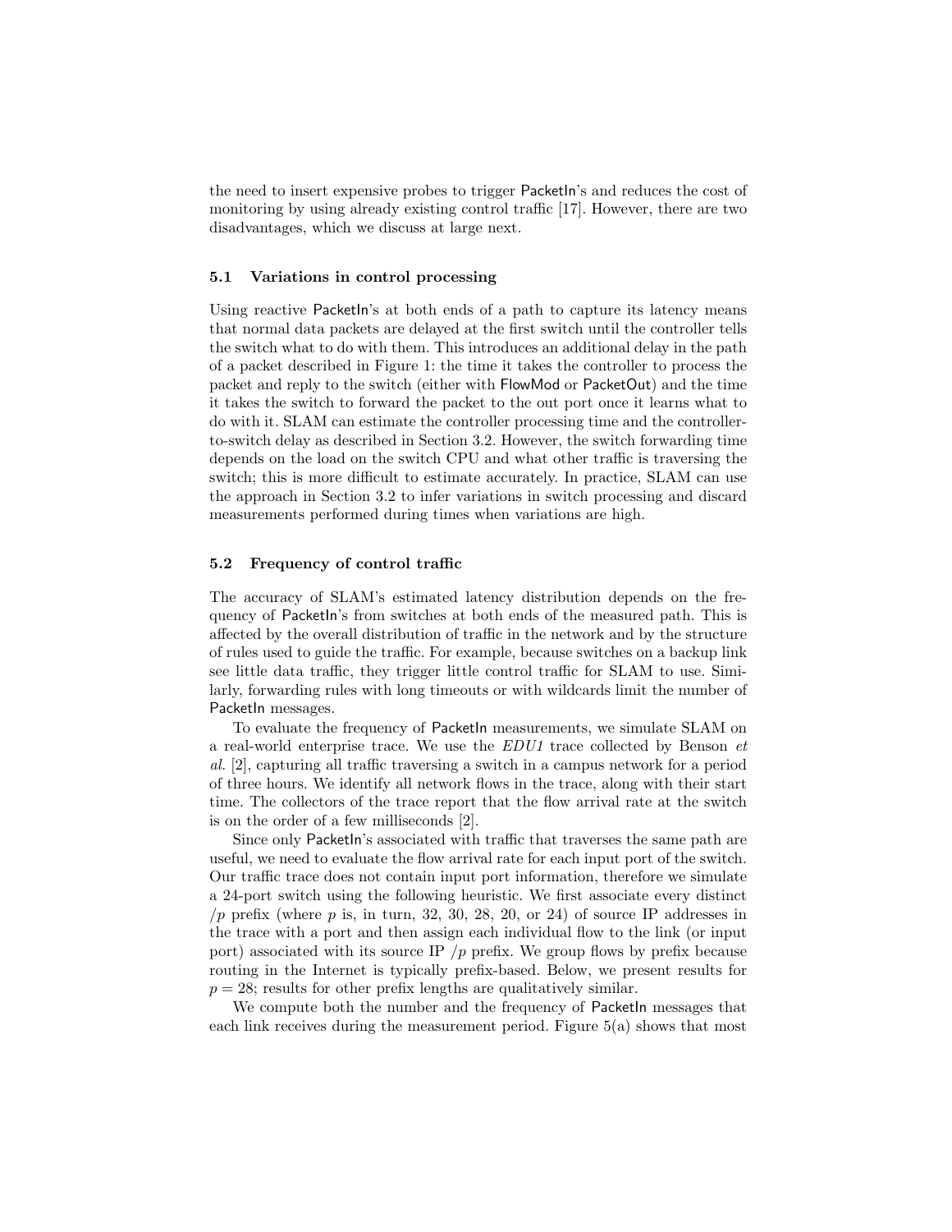the need to insert expensive probes to trigger PacketIn's and reduces the cost of monitoring by using already existing control traffic [17]. However, there are two disadvantages, which we discuss at large next.

### 5.1 Variations in control processing

Using reactive PacketIn's at both ends of a path to capture its latency means that normal data packets are delayed at the first switch until the controller tells the switch what to do with them. This introduces an additional delay in the path of a packet described in Figure 1: the time it takes the controller to process the packet and reply to the switch (either with FlowMod or PacketOut) and the time it takes the switch to forward the packet to the out port once it learns what to do with it. SLAM can estimate the controller processing time and the controller-to-switch delay as described in Section 3.2. However, the switch forwarding time depends on the load on the switch CPU and what other traffic is traversing the switch; this is more difficult to estimate accurately. In practice, SLAM can use the approach in Section 3.2 to infer variations in switch processing and discard measurements performed during times when variations are high.

### 5.2 Frequency of control traffic

The accuracy of SLAM's estimated latency distribution depends on the frequency of PacketIn's from switches at both ends of the measured path. This is affected by the overall distribution of traffic in the network and by the structure of rules used to guide the traffic. For example, because switches on a backup link see little data traffic, they trigger little control traffic for SLAM to use. Similarly, forwarding rules with long timeouts or with wildcards limit the number of PacketIn messages.

To evaluate the frequency of PacketIn measurements, we simulate SLAM on a real-world enterprise trace. We use the *EDU1* trace collected by Benson *et al.* [2], capturing all traffic traversing a switch in a campus network for a period of three hours. We identify all network flows in the trace, along with their start time. The collectors of the trace report that the flow arrival rate at the switch is on the order of a few milliseconds [2].

Since only PacketIn's associated with traffic that traverses the same path are useful, we need to evaluate the flow arrival rate for each input port of the switch. Our traffic trace does not contain input port information, therefore we simulate a 24-port switch using the following heuristic. We first associate every distinct $/p$ prefix (where $p$ is, in turn, 32, 30, 28, 20, or 24) of source IP addresses in the trace with a port and then assign each individual flow to the link (or input port) associated with its source IP $/p$ prefix. We group flows by prefix because routing in the Internet is typically prefix-based. Below, we present results for $p = 28$; results for other prefix lengths are qualitatively similar.

We compute both the number and the frequency of PacketIn messages that each link receives during the measurement period. Figure 5(a) shows that most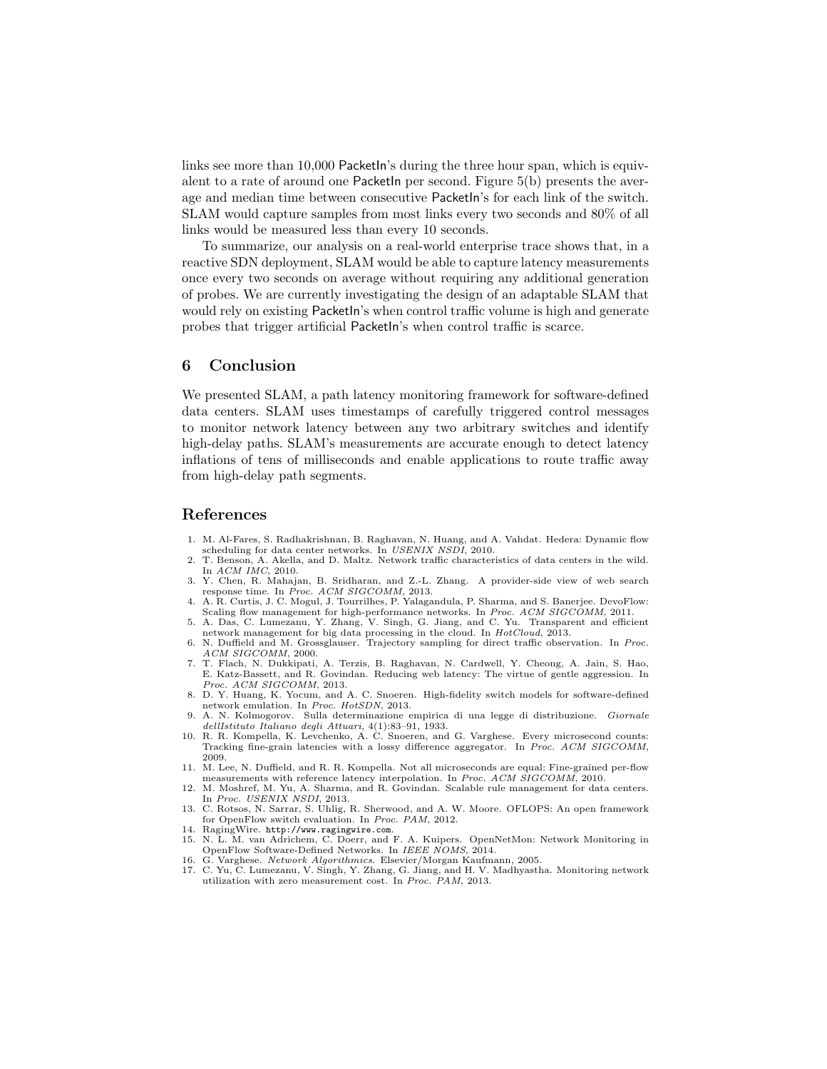links see more than 10,000 PacketIn's during the three hour span, which is equivalent to a rate of around one PacketIn per second. Figure 5(b) presents the average and median time between consecutive PacketIn's for each link of the switch. SLAM would capture samples from most links every two seconds and 80% of all links would be measured less than every 10 seconds.

To summarize, our analysis on a real-world enterprise trace shows that, in a reactive SDN deployment, SLAM would be able to capture latency measurements once every two seconds on average without requiring any additional generation of probes. We are currently investigating the design of an adaptable SLAM that would rely on existing PacketIn's when control traffic volume is high and generate probes that trigger artificial PacketIn's when control traffic is scarce.

## 6 Conclusion

We presented SLAM, a path latency monitoring framework for software-defined data centers. SLAM uses timestamps of carefully triggered control messages to monitor network latency between any two arbitrary switches and identify high-delay paths. SLAM's measurements are accurate enough to detect latency inflations of tens of milliseconds and enable applications to route traffic away from high-delay path segments.

## References

1. M. Al-Fares, S. Radhakrishnan, B. Raghavan, N. Huang, and A. Vahdat. Hedera: Dynamic flow scheduling for data center networks. In *USENIX NSDI*, 2010.
2. T. Benson, A. Akella, and D. Maltz. Network traffic characteristics of data centers in the wild. In *ACM IMC*, 2010.
3. Y. Chen, R. Mahajan, B. Sridharan, and Z.-L. Zhang. A provider-side view of web search response time. In *Proc. ACM SIGCOMM*, 2013.
4. A. R. Curtis, J. C. Mogul, J. Tourrilhes, P. Yalagandula, P. Sharma, and S. Banerjee. DevoFlow: Scaling flow management for high-performance networks. In *Proc. ACM SIGCOMM*, 2011.
5. A. Das, C. Lumezanu, Y. Zhang, V. Singh, G. Jiang, and C. Yu. Transparent and efficient network management for big data processing in the cloud. In *HotCloud*, 2013.
6. N. Duffield and M. Grossglauser. Trajectory sampling for direct traffic observation. In *Proc. ACM SIGCOMM*, 2000.
7. T. Flach, N. Dukkipati, A. Terzis, B. Raghavan, N. Cardwell, Y. Cheong, A. Jain, S. Hao, E. Katz-Bassett, and R. Govindan. Reducing web latency: The virtue of gentle aggression. In *Proc. ACM SIGCOMM*, 2013.
8. D. Y. Huang, K. Yocum, and A. C. Snoeren. High-fidelity switch models for software-defined network emulation. In *Proc. HotSDN*, 2013.
9. A. N. Kolmogorov. Sulla determinazione empirica di una legge di distribuzione. *Giornale dellIstituto Italiano degli Attuari*, 4(1):83–91, 1933.
10. R. R. Kompella, K. Levchenko, A. C. Snoeren, and G. Varghese. Every microsecond counts: Tracking fine-grain latencies with a lossy difference aggregator. In *Proc. ACM SIGCOMM*, 2009.
11. M. Lee, N. Duffield, and R. R. Kompella. Not all microseconds are equal: Fine-grained per-flow measurements with reference latency interpolation. In *Proc. ACM SIGCOMM*, 2010.
12. M. Moshref, M. Yu, A. Sharma, and R. Govindan. Scalable rule management for data centers. In *Proc. USENIX NSDI*, 2013.
13. C. Rotsos, N. Sarrar, S. Uhlig, R. Sherwood, and A. W. Moore. OFLOPS: An open framework for OpenFlow switch evaluation. In *Proc. PAM*, 2012.
14. RagingWire. `http://www.ragingwire.com`.
15. N. L. M. van Adrichem, C. Doerr, and F. A. Kuipers. OpenNetMon: Network Monitoring in OpenFlow Software-Defined Networks. In *IEEE NOMS*, 2014.
16. G. Varghese. *Network Algorithmics*. Elsevier/Morgan Kaufmann, 2005.
17. C. Yu, C. Lumezanu, V. Singh, Y. Zhang, G. Jiang, and H. V. Madhyastha. Monitoring network utilization with zero measurement cost. In *Proc. PAM*, 2013.